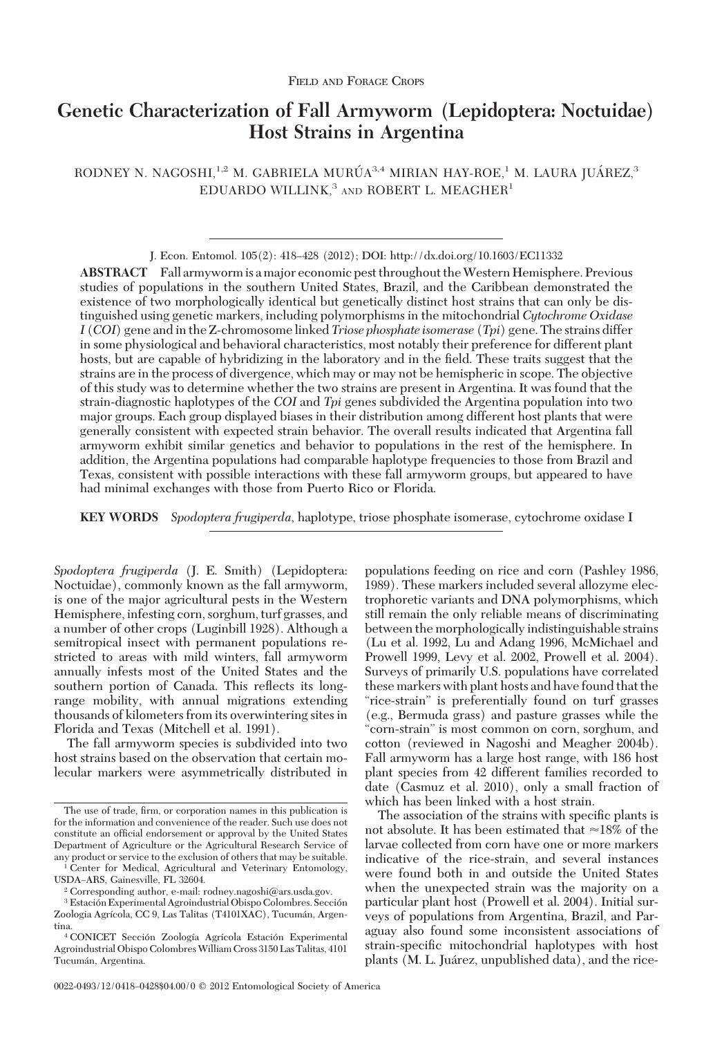Field and Forage Crops

# Genetic Characterization of Fall Armyworm (Lepidoptera: Noctuidae) Host Strains in Argentina

RODNEY N. NAGOSHI,[1,2] M. GABRIELA MURÚA[3,4] MIRIAN HAY-ROE,[1] M. LAURA JUÁREZ,[3] EDUARDO WILLINK,[3] AND ROBERT L. MEAGHER[1]

J. Econ. Entomol. 105(2): 418–428 (2012); DOI: http://dx.doi.org/10.1603/EC11332

**ABSTRACT** Fall armyworm is a major economic pest throughout the Western Hemisphere. Previous studies of populations in the southern United States, Brazil, and the Caribbean demonstrated the existence of two morphologically identical but genetically distinct host strains that can only be distinguished using genetic markers, including polymorphisms in the mitochondrial *Cytochrome Oxidase I* (*COI*) gene and in the Z-chromosome linked *Triose phosphate isomerase* (*Tpi*) gene. The strains differ in some physiological and behavioral characteristics, most notably their preference for different plant hosts, but are capable of hybridizing in the laboratory and in the field. These traits suggest that the strains are in the process of divergence, which may or may not be hemispheric in scope. The objective of this study was to determine whether the two strains are present in Argentina. It was found that the strain-diagnostic haplotypes of the *COI* and *Tpi* genes subdivided the Argentina population into two major groups. Each group displayed biases in their distribution among different host plants that were generally consistent with expected strain behavior. The overall results indicated that Argentina fall armyworm exhibit similar genetics and behavior to populations in the rest of the hemisphere. In addition, the Argentina populations had comparable haplotype frequencies to those from Brazil and Texas, consistent with possible interactions with these fall armyworm groups, but appeared to have had minimal exchanges with those from Puerto Rico or Florida.

**KEY WORDS** *Spodoptera frugiperda*, haplotype, triose phosphate isomerase, cytochrome oxidase I

*Spodoptera frugiperda* (J. E. Smith) (Lepidoptera: Noctuidae), commonly known as the fall armyworm, is one of the major agricultural pests in the Western Hemisphere, infesting corn, sorghum, turf grasses, and a number of other crops (Luginbill 1928). Although a semitropical insect with permanent populations restricted to areas with mild winters, fall armyworm annually infests most of the United States and the southern portion of Canada. This reflects its long-range mobility, with annual migrations extending thousands of kilometers from its overwintering sites in Florida and Texas (Mitchell et al. 1991).

The fall armyworm species is subdivided into two host strains based on the observation that certain molecular markers were asymmetrically distributed in populations feeding on rice and corn (Pashley 1986, 1989). These markers included several allozyme electrophoretic variants and DNA polymorphisms, which still remain the only reliable means of discriminating between the morphologically indistinguishable strains (Lu et al. 1992, Lu and Adang 1996, McMichael and Prowell 1999, Levy et al. 2002, Prowell et al. 2004). Surveys of primarily U.S. populations have correlated these markers with plant hosts and have found that the "rice-strain" is preferentially found on turf grasses (e.g., Bermuda grass) and pasture grasses while the "corn-strain" is most common on corn, sorghum, and cotton (reviewed in Nagoshi and Meagher 2004b). Fall armyworm has a large host range, with 186 host plant species from 42 different families recorded to date (Casmuz et al. 2010), only a small fraction of which has been linked with a host strain.

The association of the strains with specific plants is not absolute. It has been estimated that ≈18% of the larvae collected from corn have one or more markers indicative of the rice-strain, and several instances were found both in and outside the United States when the unexpected strain was the majority on a particular plant host (Prowell et al. 2004). Initial surveys of populations from Argentina, Brazil, and Paraguay also found some inconsistent associations of strain-specific mitochondrial haplotypes with host plants (M. L. Juárez, unpublished data), and the rice-

The use of trade, firm, or corporation names in this publication is for the information and convenience of the reader. Such use does not constitute an official endorsement or approval by the United States Department of Agriculture or the Agricultural Research Service of any product or service to the exclusion of others that may be suitable.

[1] Center for Medical, Agricultural and Veterinary Entomology, USDA–ARS, Gainesville, FL 32604.

[2] Corresponding author, e-mail: rodney.nagoshi@ars.usda.gov.

[3] Estación Experimental Agroindustrial Obispo Colombres. Sección Zoologia Agrícola, CC 9, Las Talitas (T4101XAC), Tucumán, Argentina.

[4] CONICET Sección Zoología Agrícola Estación Experimental Agroindustrial Obispo Colombres William Cross 3150 Las Talitas, 4101 Tucumán, Argentina.

0022-0493/12/0418–0428$04.00/0 © 2012 Entomological Society of America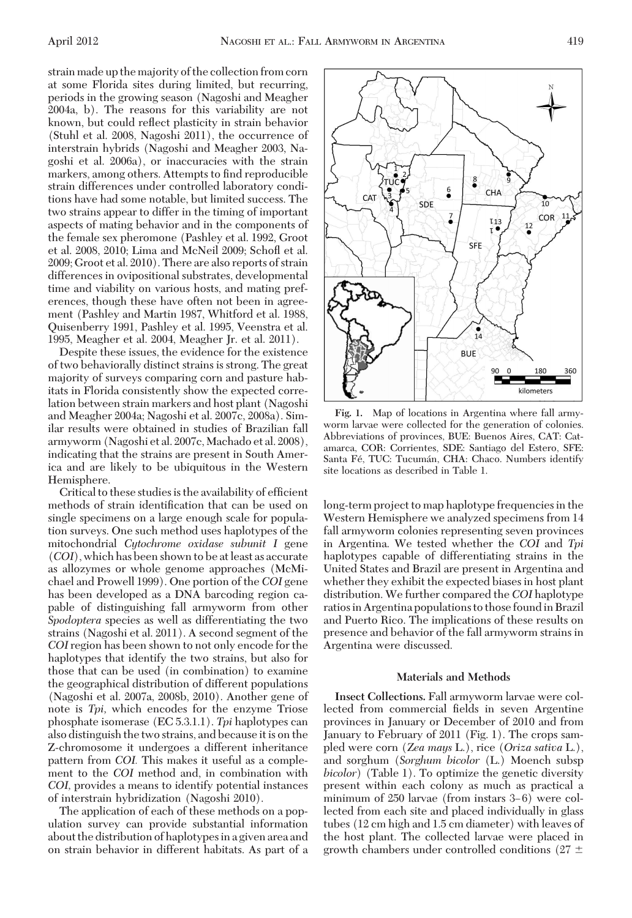strain made up the majority of the collection from corn at some Florida sites during limited, but recurring, periods in the growing season (Nagoshi and Meagher 2004a, b). The reasons for this variability are not known, but could reflect plasticity in strain behavior (Stuhl et al. 2008, Nagoshi 2011), the occurrence of interstrain hybrids (Nagoshi and Meagher 2003, Nagoshi et al. 2006a), or inaccuracies with the strain markers, among others. Attempts to find reproducible strain differences under controlled laboratory conditions have had some notable, but limited success. The two strains appear to differ in the timing of important aspects of mating behavior and in the components of the female sex pheromone (Pashley et al. 1992, Groot et al. 2008, 2010; Lima and McNeil 2009; Schöfl et al. 2009; Groot et al. 2010). There are also reports of strain differences in ovipositional substrates, developmental time and viability on various hosts, and mating preferences, though these have often not been in agreement (Pashley and Martin 1987, Whitford et al. 1988, Quisenberry 1991, Pashley et al. 1995, Veenstra et al. 1995, Meagher et al. 2004, Meagher Jr. et al. 2011).

Despite these issues, the evidence for the existence of two behaviorally distinct strains is strong. The great majority of surveys comparing corn and pasture habitats in Florida consistently show the expected correlation between strain markers and host plant (Nagoshi and Meagher 2004a; Nagoshi et al. 2007c, 2008a). Similar results were obtained in studies of Brazilian fall armyworm (Nagoshi et al. 2007c, Machado et al. 2008), indicating that the strains are present in South America and are likely to be ubiquitous in the Western Hemisphere.

Critical to these studies is the availability of efficient methods of strain identification that can be used on single specimens on a large enough scale for population surveys. One such method uses haplotypes of the mitochondrial *Cytochrome oxidase subunit I* gene (*COI*), which has been shown to be at least as accurate as allozymes or whole genome approaches (McMichael and Prowell 1999). One portion of the *COI* gene has been developed as a DNA barcoding region capable of distinguishing fall armyworm from other *Spodoptera* species as well as differentiating the two strains (Nagoshi et al. 2011). A second segment of the *COI* region has been shown to not only encode for the haplotypes that identify the two strains, but also for those that can be used (in combination) to examine the geographical distribution of different populations (Nagoshi et al. 2007a, 2008b, 2010). Another gene of note is *Tpi*, which encodes for the enzyme Triose phosphate isomerase (EC 5.3.1.1). *Tpi* haplotypes can also distinguish the two strains, and because it is on the Z-chromosome it undergoes a different inheritance pattern from *COI*. This makes it useful as a complement to the *COI* method and, in combination with *COI*, provides a means to identify potential instances of interstrain hybridization (Nagoshi 2010).

The application of each of these methods on a population survey can provide substantial information about the distribution of haplotypes in a given area and on strain behavior in different habitats. As part of a long-term project to map haplotype frequencies in the Western Hemisphere we analyzed specimens from 14 fall armyworm colonies representing seven provinces in Argentina. We tested whether the *COI* and *Tpi* haplotypes capable of differentiating strains in the United States and Brazil are present in Argentina and whether they exhibit the expected biases in host plant distribution. We further compared the *COI* haplotype ratios in Argentina populations to those found in Brazil and Puerto Rico. The implications of these results on presence and behavior of the fall armyworm strains in Argentina were discussed.

Fig. 1. Map of locations in Argentina where fall armyworm larvae were collected for the generation of colonies. Abbreviations of provinces, BUE: Buenos Aires, CAT: Catamarca, COR: Corrientes, SDE: Santiago del Estero, SFE: Santa Fé, TUC: Tucumán, CHA: Chaco. Numbers identify site locations as described in Table 1.

## Materials and Methods

**Insect Collections.** Fall armyworm larvae were collected from commercial fields in seven Argentine provinces in January or December of 2010 and from January to February of 2011 (Fig. 1). The crops sampled were corn (*Zea mays* L.), rice (*Oriza sativa* L.), and sorghum (*Sorghum bicolor* (L.) Moench subsp *bicolor*) (Table 1). To optimize the genetic diversity present within each colony as much as practical a minimum of 250 larvae (from instars 3–6) were collected from each site and placed individually in glass tubes (12 cm high and 1.5 cm diameter) with leaves of the host plant. The collected larvae were placed in growth chambers under controlled conditions (27 ±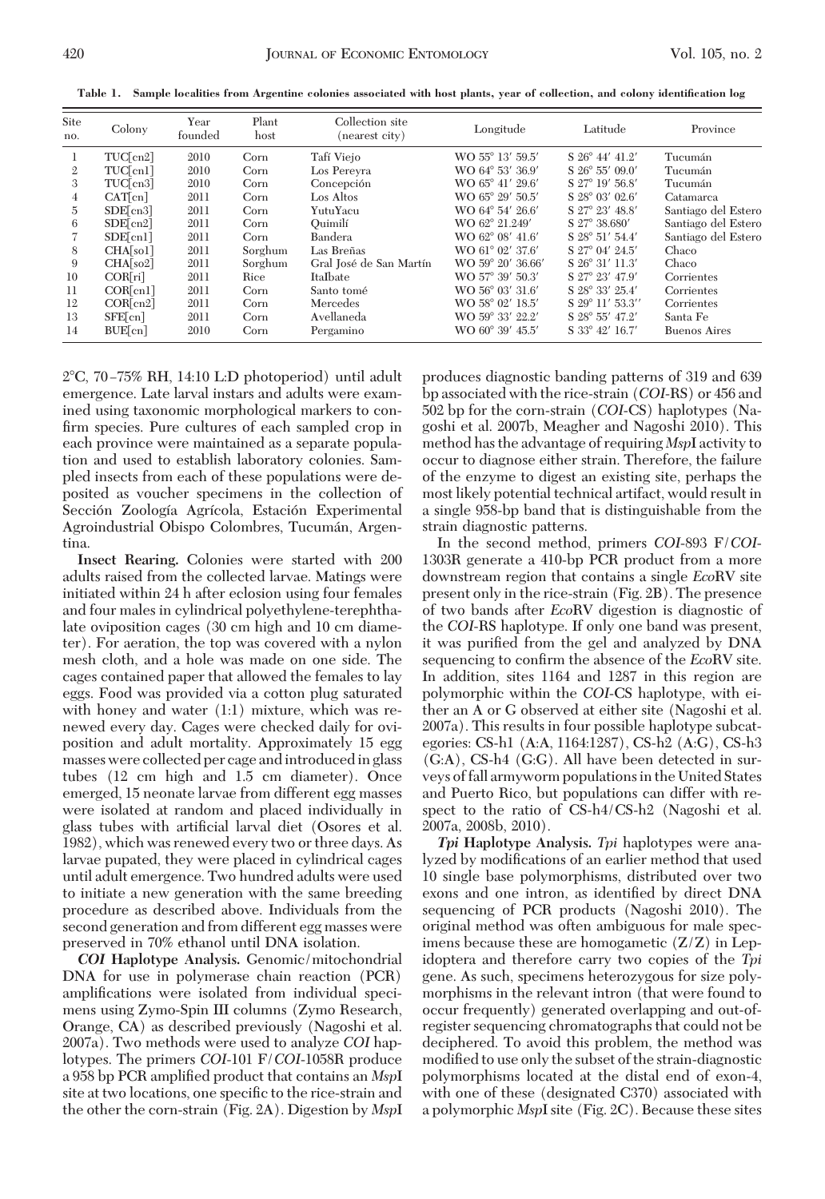**Table 1. Sample localities from Argentine colonies associated with host plants, year of collection, and colony identification log**

| Site no. | Colony | Year founded | Plant host | Collection site (nearest city) | Longitude | Latitude | Province |
|---|---|---|---|---|---|---|---|
| 1 | TUC[cn2] | 2010 | Corn | Tafí Viejo | WO 55° 13′ 59.5′ | S 26° 44′ 41.2′ | Tucumán |
| 2 | TUC[cn1] | 2010 | Corn | Los Pereyra | WO 64° 53′ 36.9′ | S 26° 55′ 09.0′ | Tucumán |
| 3 | TUC[cn3] | 2010 | Corn | Concepción | WO 65° 41′ 29.6′ | S 27° 19′ 56.8′ | Tucumán |
| 4 | CAT[cn] | 2011 | Corn | Los Altos | WO 65° 29′ 50.5′ | S 28° 03′ 02.6′ | Catamarca |
| 5 | SDE[cn3] | 2011 | Corn | YutuYacu | WO 64° 54′ 26.6′ | S 27° 23′ 48.8′ | Santiago del Estero |
| 6 | SDE[cn2] | 2011 | Corn | Quimilí | WO 62° 21.249′ | S 27° 38.680′ | Santiago del Estero |
| 7 | SDE[cn1] | 2011 | Corn | Bandera | WO 62° 08′ 41.6′ | S 28° 51′ 54.4′ | Santiago del Estero |
| 8 | CHA[so1] | 2011 | Sorghum | Las Breñas | WO 61° 02′ 37.6′ | S 27° 04′ 24.5′ | Chaco |
| 9 | CHA[so2] | 2011 | Sorghum | Gral José de San Martín | WO 59° 20′ 36.66′ | S 26° 31′ 11.3′ | Chaco |
| 10 | COR[ri] | 2011 | Rice | ItaIbate | WO 57° 39′ 50.3′ | S 27° 23′ 47.9′ | Corrientes |
| 11 | COR[cn1] | 2011 | Corn | Santo tomé | WO 56° 03′ 31.6′ | S 28° 33′ 25.4′ | Corrientes |
| 12 | COR[cn2] | 2011 | Corn | Mercedes | WO 58° 02′ 18.5′ | S 29° 11′ 53.3″ | Corrientes |
| 13 | SFE[cn] | 2011 | Corn | Avellaneda | WO 59° 33′ 22.2′ | S 28° 55′ 47.2′ | Santa Fe |
| 14 | BUE[cn] | 2010 | Corn | Pergamino | WO 60° 39′ 45.5′ | S 33° 42′ 16.7′ | Buenos Aires |

2°C, 70–75% RH, 14:10 L:D photoperiod) until adult emergence. Late larval instars and adults were examined using taxonomic morphological markers to confirm species. Pure cultures of each sampled crop in each province were maintained as a separate population and used to establish laboratory colonies. Sampled insects from each of these populations were deposited as voucher specimens in the collection of Sección Zoología Agrícola, Estación Experimental Agroindustrial Obispo Colombres, Tucumán, Argentina.

**Insect Rearing.** Colonies were started with 200 adults raised from the collected larvae. Matings were initiated within 24 h after eclosion using four females and four males in cylindrical polyethylene-terephthalate oviposition cages (30 cm high and 10 cm diameter). For aeration, the top was covered with a nylon mesh cloth, and a hole was made on one side. The cages contained paper that allowed the females to lay eggs. Food was provided via a cotton plug saturated with honey and water (1:1) mixture, which was renewed every day. Cages were checked daily for oviposition and adult mortality. Approximately 15 egg masses were collected per cage and introduced in glass tubes (12 cm high and 1.5 cm diameter). Once emerged, 15 neonate larvae from different egg masses were isolated at random and placed individually in glass tubes with artificial larval diet (Osores et al. 1982), which was renewed every two or three days. As larvae pupated, they were placed in cylindrical cages until adult emergence. Two hundred adults were used to initiate a new generation with the same breeding procedure as described above. Individuals from the second generation and from different egg masses were preserved in 70% ethanol until DNA isolation.

***COI* Haplotype Analysis.** Genomic/mitochondrial DNA for use in polymerase chain reaction (PCR) amplifications were isolated from individual specimens using Zymo-Spin III columns (Zymo Research, Orange, CA) as described previously (Nagoshi et al. 2007a). Two methods were used to analyze *COI* haplotypes. The primers *COI*-101 F/*COI*-1058R produce a 958 bp PCR amplified product that contains an *Msp*I site at two locations, one specific to the rice-strain and the other the corn-strain (Fig. 2A). Digestion by *Msp*I produces diagnostic banding patterns of 319 and 639 bp associated with the rice-strain (*COI*-RS) or 456 and 502 bp for the corn-strain (*COI*-CS) haplotypes (Nagoshi et al. 2007b, Meagher and Nagoshi 2010). This method has the advantage of requiring *Msp*I activity to occur to diagnose either strain. Therefore, the failure of the enzyme to digest an existing site, perhaps the most likely potential technical artifact, would result in a single 958-bp band that is distinguishable from the strain diagnostic patterns.

In the second method, primers *COI*-893 F/*COI*-1303R generate a 410-bp PCR product from a more downstream region that contains a single *Eco*RV site present only in the rice-strain (Fig. 2B). The presence of two bands after *Eco*RV digestion is diagnostic of the *COI*-RS haplotype. If only one band was present, it was purified from the gel and analyzed by DNA sequencing to confirm the absence of the *Eco*RV site. In addition, sites 1164 and 1287 in this region are polymorphic within the *COI*-CS haplotype, with either an A or G observed at either site (Nagoshi et al. 2007a). This results in four possible haplotype subcategories: CS-h1 (A:A, 1164:1287), CS-h2 (A:G), CS-h3 (G:A), CS-h4 (G:G). All have been detected in surveys of fall armyworm populations in the United States and Puerto Rico, but populations can differ with respect to the ratio of CS-h4/CS-h2 (Nagoshi et al. 2007a, 2008b, 2010).

***Tpi* Haplotype Analysis.** *Tpi* haplotypes were analyzed by modifications of an earlier method that used 10 single base polymorphisms, distributed over two exons and one intron, as identified by direct DNA sequencing of PCR products (Nagoshi 2010). The original method was often ambiguous for male specimens because these are homogametic (Z/Z) in Lepidoptera and therefore carry two copies of the *Tpi* gene. As such, specimens heterozygous for size polymorphisms in the relevant intron (that were found to occur frequently) generated overlapping and out-of-register sequencing chromatographs that could not be deciphered. To avoid this problem, the method was modified to use only the subset of the strain-diagnostic polymorphisms located at the distal end of exon-4, with one of these (designated C370) associated with a polymorphic *Msp*I site (Fig. 2C). Because these sites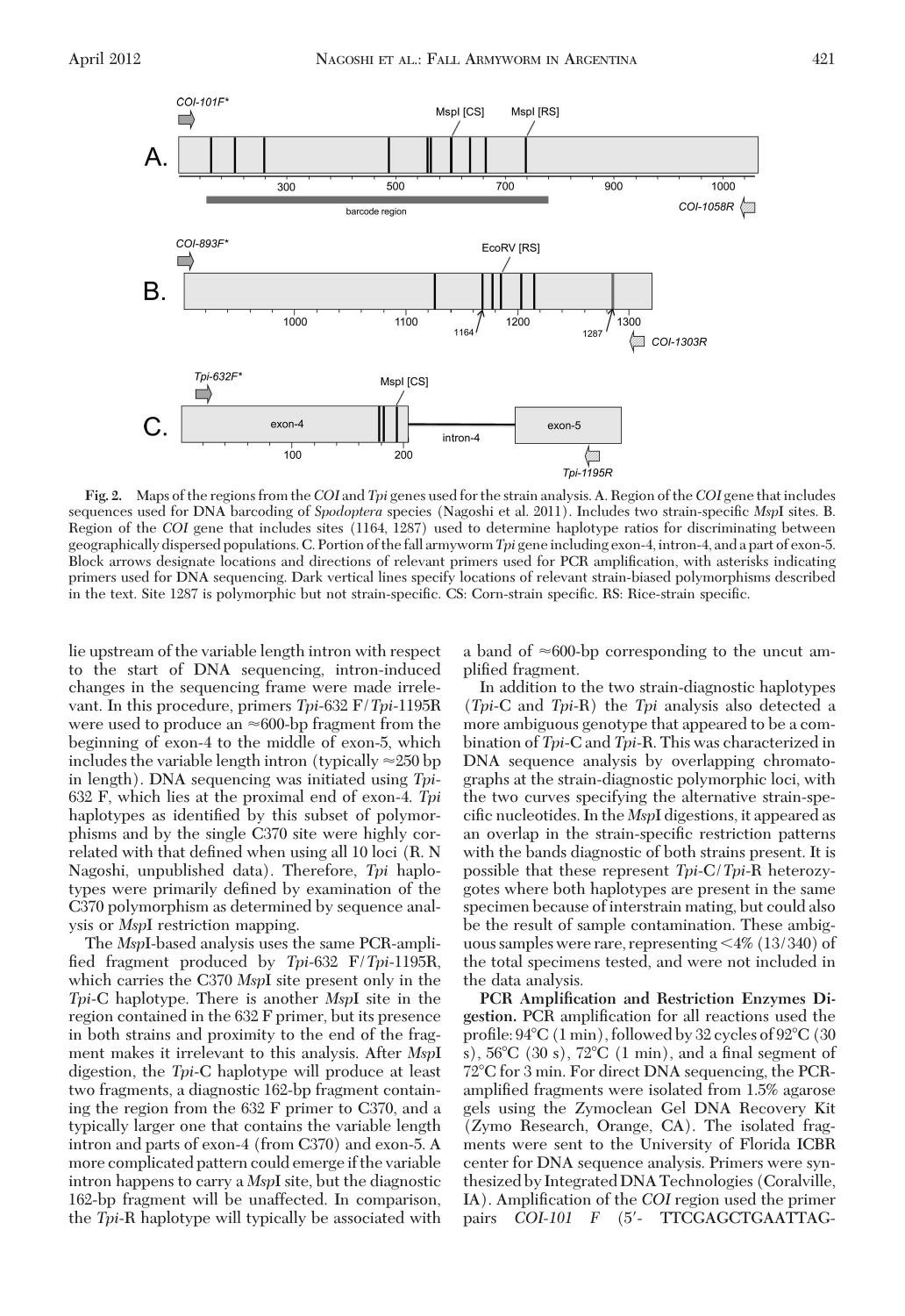Fig. 2. Maps of the regions from the *COI* and *Tpi* genes used for the strain analysis. A. Region of the *COI* gene that includes sequences used for DNA barcoding of *Spodoptera* species (Nagoshi et al. 2011). Includes two strain-specific *Msp*I sites. B. Region of the *COI* gene that includes sites (1164, 1287) used to determine haplotype ratios for discriminating between geographically dispersed populations. C. Portion of the fall armyworm *Tpi* gene including exon-4, intron-4, and a part of exon-5. Block arrows designate locations and directions of relevant primers used for PCR amplification, with asterisks indicating primers used for DNA sequencing. Dark vertical lines specify locations of relevant strain-biased polymorphisms described in the text. Site 1287 is polymorphic but not strain-specific. CS: Corn-strain specific. RS: Rice-strain specific.

lie upstream of the variable length intron with respect to the start of DNA sequencing, intron-induced changes in the sequencing frame were made irrelevant. In this procedure, primers *Tpi*-632 F/*Tpi*-1195R were used to produce an ≈600-bp fragment from the beginning of exon-4 to the middle of exon-5, which includes the variable length intron (typically ≈250 bp in length). DNA sequencing was initiated using *Tpi*-632 F, which lies at the proximal end of exon-4. *Tpi* haplotypes as identified by this subset of polymorphisms and by the single C370 site were highly correlated with that defined when using all 10 loci (R. N Nagoshi, unpublished data). Therefore, *Tpi* haplotypes were primarily defined by examination of the C370 polymorphism as determined by sequence analysis or *Msp*I restriction mapping.

The *Msp*I-based analysis uses the same PCR-amplified fragment produced by *Tpi*-632 F/*Tpi*-1195R, which carries the C370 *Msp*I site present only in the *Tpi*-C haplotype. There is another *Msp*I site in the region contained in the 632 F primer, but its presence in both strains and proximity to the end of the fragment makes it irrelevant to this analysis. After *Msp*I digestion, the *Tpi*-C haplotype will produce at least two fragments, a diagnostic 162-bp fragment containing the region from the 632 F primer to C370, and a typically larger one that contains the variable length intron and parts of exon-4 (from C370) and exon-5. A more complicated pattern could emerge if the variable intron happens to carry a *Msp*I site, but the diagnostic 162-bp fragment will be unaffected. In comparison, the *Tpi*-R haplotype will typically be associated with a band of ≈600-bp corresponding to the uncut amplified fragment.

In addition to the two strain-diagnostic haplotypes (*Tpi*-C and *Tpi*-R) the *Tpi* analysis also detected a more ambiguous genotype that appeared to be a combination of *Tpi*-C and *Tpi*-R. This was characterized in DNA sequence analysis by overlapping chromatographs at the strain-diagnostic polymorphic loci, with the two curves specifying the alternative strain-specific nucleotides. In the *Msp*I digestions, it appeared as an overlap in the strain-specific restriction patterns with the bands diagnostic of both strains present. It is possible that these represent *Tpi*-C/*Tpi*-R heterozygotes where both haplotypes are present in the same specimen because of interstrain mating, but could also be the result of sample contamination. These ambiguous samples were rare, representing <4% (13/340) of the total specimens tested, and were not included in the data analysis.

**PCR Amplification and Restriction Enzymes Digestion.** PCR amplification for all reactions used the profile: 94°C (1 min), followed by 32 cycles of 92°C (30 s), 56°C (30 s), 72°C (1 min), and a final segment of 72°C for 3 min. For direct DNA sequencing, the PCR-amplified fragments were isolated from 1.5% agarose gels using the Zymoclean Gel DNA Recovery Kit (Zymo Research, Orange, CA). The isolated fragments were sent to the University of Florida ICBR center for DNA sequence analysis. Primers were synthesized by Integrated DNA Technologies (Coralville, IA). Amplification of the *COI* region used the primer pairs *COI-101 F* (5′- TTCGAGCTGAATTAG-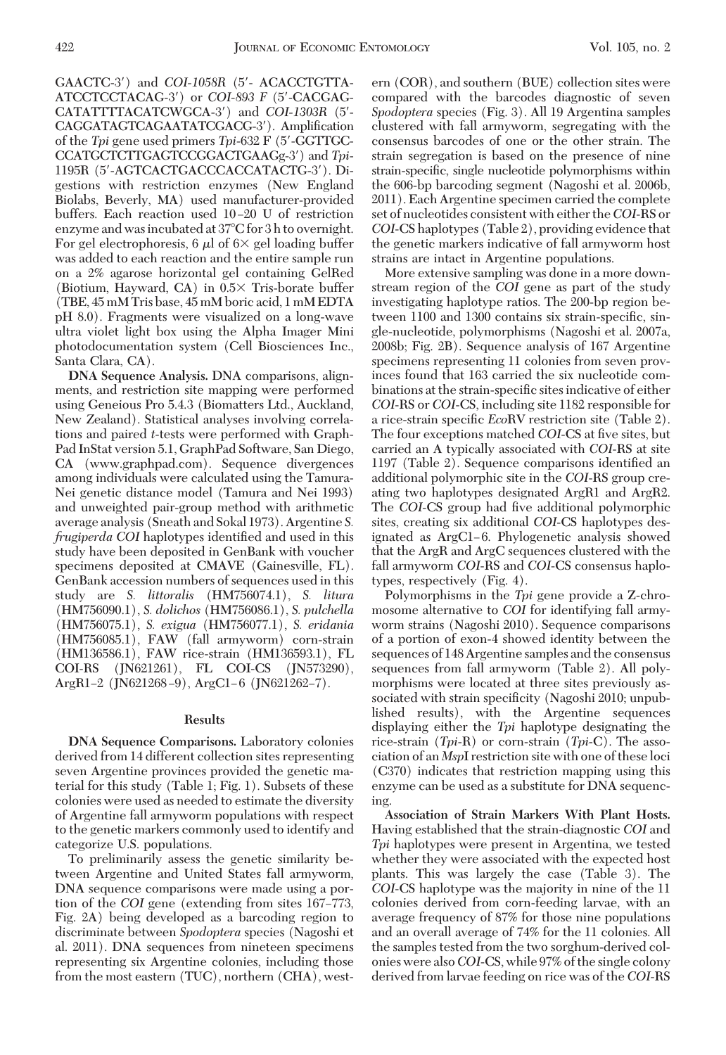GAACTC-3′) and *COI-1058R* (5′- ACACCTGTTA-ATCCTCCTACAG-3′) or *COI-893 F* (5′-CACGAG-CATATTTTACATCWGCA-3′) and *COI-1303R* (5′-CAGGATAGTCAGAATATCGACG-3′). Amplification of the *Tpi* gene used primers *Tpi*-632 F (5′-GGTTGC-CCATGCTCTTGAGTCCGGACTGAAGg-3′) and *Tpi*-1195R (5′-AGTCACTGACCCACCATACTG-3′). Digestions with restriction enzymes (New England Biolabs, Beverly, MA) used manufacturer-provided buffers. Each reaction used 10–20 U of restriction enzyme and was incubated at 37°C for 3 h to overnight. For gel electrophoresis, 6 μl of 6× gel loading buffer was added to each reaction and the entire sample run on a 2% agarose horizontal gel containing GelRed (Biotium, Hayward, CA) in 0.5× Tris-borate buffer (TBE, 45 mM Tris base, 45 mM boric acid, 1 mM EDTA pH 8.0). Fragments were visualized on a long-wave ultra violet light box using the Alpha Imager Mini photodocumentation system (Cell Biosciences Inc., Santa Clara, CA).

**DNA Sequence Analysis.** DNA comparisons, alignments, and restriction site mapping were performed using Geneious Pro 5.4.3 (Biomatters Ltd., Auckland, New Zealand). Statistical analyses involving correlations and paired *t*-tests were performed with GraphPad InStat version 5.1, GraphPad Software, San Diego, CA (www.graphpad.com). Sequence divergences among individuals were calculated using the Tamura-Nei genetic distance model (Tamura and Nei 1993) and unweighted pair-group method with arithmetic average analysis (Sneath and Sokal 1973). Argentine *S. frugiperda COI* haplotypes identified and used in this study have been deposited in GenBank with voucher specimens deposited at CMAVE (Gainesville, FL). GenBank accession numbers of sequences used in this study are *S. littoralis* (HM756074.1), *S. litura* (HM756090.1), *S. dolichos* (HM756086.1), *S. pulchella* (HM756075.1), *S. exigua* (HM756077.1), *S. eridania* (HM756085.1), FAW (fall armyworm) corn-strain (HM136586.1), FAW rice-strain (HM136593.1), FL COI-RS (JN621261), FL COI-CS (JN573290), ArgR1–2 (JN621268–9), ArgC1–6 (JN621262–7).

## Results

**DNA Sequence Comparisons.** Laboratory colonies derived from 14 different collection sites representing seven Argentine provinces provided the genetic material for this study (Table 1; Fig. 1). Subsets of these colonies were used as needed to estimate the diversity of Argentine fall armyworm populations with respect to the genetic markers commonly used to identify and categorize U.S. populations.

To preliminarily assess the genetic similarity between Argentine and United States fall armyworm, DNA sequence comparisons were made using a portion of the *COI* gene (extending from sites 167–773, Fig. 2A) being developed as a barcoding region to discriminate between *Spodoptera* species (Nagoshi et al. 2011). DNA sequences from nineteen specimens representing six Argentine colonies, including those from the most eastern (TUC), northern (CHA), western (COR), and southern (BUE) collection sites were compared with the barcodes diagnostic of seven *Spodoptera* species (Fig. 3). All 19 Argentina samples clustered with fall armyworm, segregating with the consensus barcodes of one or the other strain. The strain segregation is based on the presence of nine strain-specific, single nucleotide polymorphisms within the 606-bp barcoding segment (Nagoshi et al. 2006b, 2011). Each Argentine specimen carried the complete set of nucleotides consistent with either the *COI*-RS or *COI*-CS haplotypes (Table 2), providing evidence that the genetic markers indicative of fall armyworm host strains are intact in Argentine populations.

More extensive sampling was done in a more downstream region of the *COI* gene as part of the study investigating haplotype ratios. The 200-bp region between 1100 and 1300 contains six strain-specific, single-nucleotide, polymorphisms (Nagoshi et al. 2007a, 2008b; Fig. 2B). Sequence analysis of 167 Argentine specimens representing 11 colonies from seven provinces found that 163 carried the six nucleotide combinations at the strain-specific sites indicative of either *COI*-RS or *COI*-CS, including site 1182 responsible for a rice-strain specific *Eco*RV restriction site (Table 2). The four exceptions matched *COI*-CS at five sites, but carried an A typically associated with *COI*-RS at site 1197 (Table 2). Sequence comparisons identified an additional polymorphic site in the *COI*-RS group creating two haplotypes designated ArgR1 and ArgR2. The *COI*-CS group had five additional polymorphic sites, creating six additional *COI*-CS haplotypes designated as ArgC1–6. Phylogenetic analysis showed that the ArgR and ArgC sequences clustered with the fall armyworm *COI*-RS and *COI*-CS consensus haplotypes, respectively (Fig. 4).

Polymorphisms in the *Tpi* gene provide a Z-chromosome alternative to *COI* for identifying fall armyworm strains (Nagoshi 2010). Sequence comparisons of a portion of exon-4 showed identity between the sequences of 148 Argentine samples and the consensus sequences from fall armyworm (Table 2). All polymorphisms were located at three sites previously associated with strain specificity (Nagoshi 2010; unpublished results), with the Argentine sequences displaying either the *Tpi* haplotype designating the rice-strain (*Tpi*-R) or corn-strain (*Tpi*-C). The association of an *Msp*I restriction site with one of these loci (C370) indicates that restriction mapping using this enzyme can be used as a substitute for DNA sequencing.

**Association of Strain Markers With Plant Hosts.** Having established that the strain-diagnostic *COI* and *Tpi* haplotypes were present in Argentina, we tested whether they were associated with the expected host plants. This was largely the case (Table 3). The *COI*-CS haplotype was the majority in nine of the 11 colonies derived from corn-feeding larvae, with an average frequency of 87% for those nine populations and an overall average of 74% for the 11 colonies. All the samples tested from the two sorghum-derived colonies were also *COI*-CS, while 97% of the single colony derived from larvae feeding on rice was of the *COI*-RS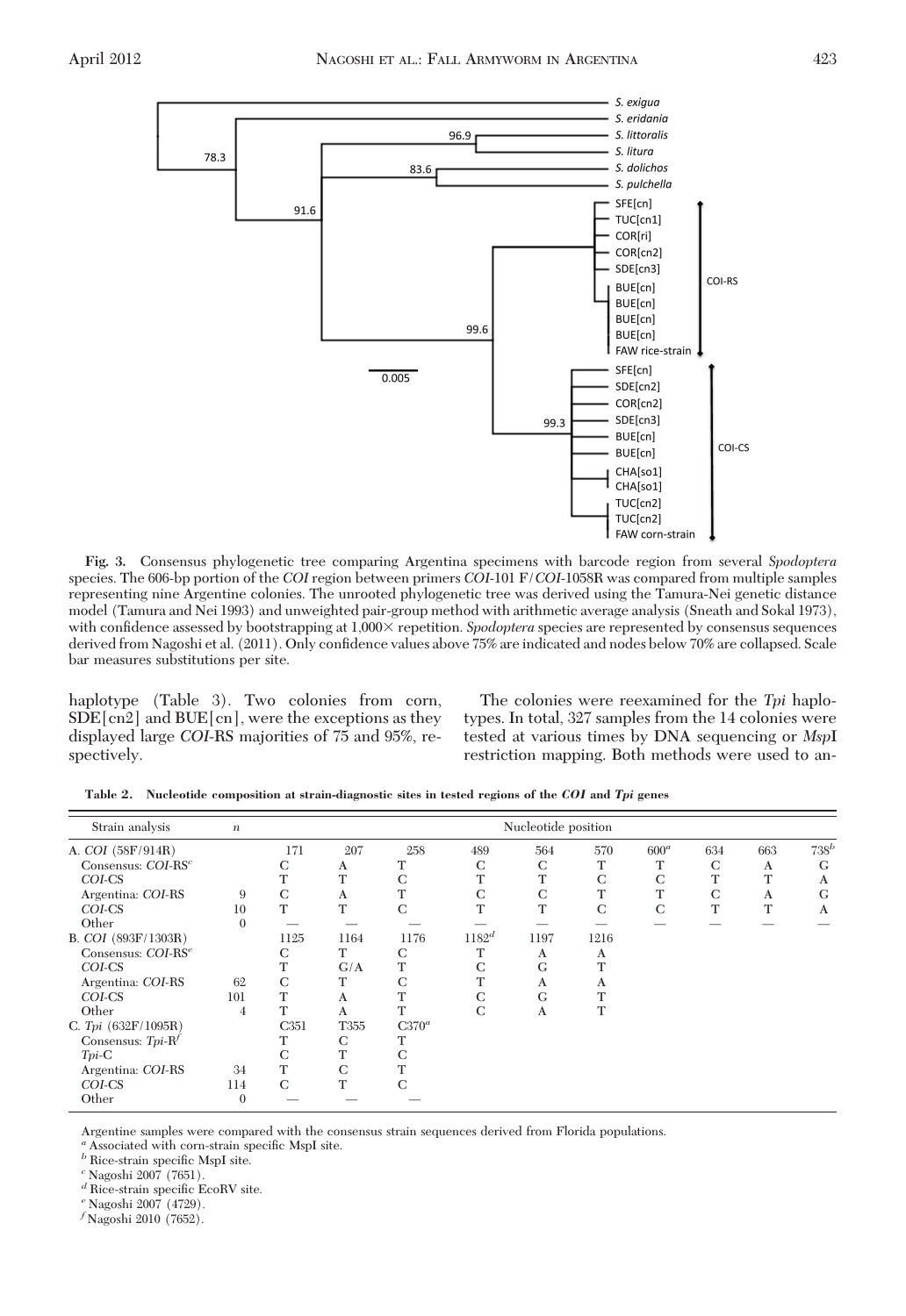**Fig. 3.** Consensus phylogenetic tree comparing Argentina specimens with barcode region from several *Spodoptera* species. The 606-bp portion of the *COI* region between primers *COI*-101 F/*COI*-1058R was compared from multiple samples representing nine Argentine colonies. The unrooted phylogenetic tree was derived using the Tamura-Nei genetic distance model (Tamura and Nei 1993) and unweighted pair-group method with arithmetic average analysis (Sneath and Sokal 1973), with confidence assessed by bootstrapping at 1,000× repetition. *Spodoptera* species are represented by consensus sequences derived from Nagoshi et al. (2011). Only confidence values above 75% are indicated and nodes below 70% are collapsed. Scale bar measures substitutions per site.

haplotype (Table 3). Two colonies from corn, SDE[cn2] and BUE[cn], were the exceptions as they displayed large *COI*-RS majorities of 75 and 95%, respectively.

The colonies were reexamined for the *Tpi* haplotypes. In total, 327 samples from the 14 colonies were tested at various times by DNA sequencing or *Msp*I restriction mapping. Both methods were used to an-

**Table 2. Nucleotide composition at strain-diagnostic sites in tested regions of the *COI* and *Tpi* genes**

| Strain analysis | *n* | Nucleotide position | | | | | | | | | |
|---|---|---|---|---|---|---|---|---|---|---|---|
| A. *COI* (58F/914R) | | 171 | 207 | 258 | 489 | 564 | 570 | 600[a] | 634 | 663 | 738[b] |
| Consensus: *COI*-RS[c] | | C | A | T | C | C | T | T | C | A | G |
| *COI*-CS | | T | T | C | T | T | C | C | T | T | A |
| Argentina: *COI*-RS | 9 | C | A | T | C | C | T | T | C | A | G |
| *COI*-CS | 10 | T | T | C | T | T | C | C | T | T | A |
| Other | 0 | — | — | — | — | — | — | — | — | — | — |
| B. *COI* (893F/1303R) | | 1125 | 1164 | 1176 | 1182[d] | 1197 | 1216 | | | | |
| Consensus: *COI*-RS[e] | | C | T | C | T | A | A | | | | |
| *COI*-CS | | T | G/A | T | C | G | T | | | | |
| Argentina: *COI*-RS | 62 | C | T | C | T | A | A | | | | |
| *COI*-CS | 101 | T | A | T | C | G | T | | | | |
| Other | 4 | T | A | T | C | A | T | | | | |
| C. *Tpi* (632F/1095R) | | C351 | T355 | C370[a] | | | | | | | |
| Consensus: *Tpi*-R[f] | | T | C | T | | | | | | | |
| *Tpi*-C | | C | T | C | | | | | | | |
| Argentina: *COI*-RS | 34 | T | C | T | | | | | | | |
| *COI*-CS | 114 | C | T | C | | | | | | | |
| Other | 0 | — | — | — | | | | | | | |

Argentine samples were compared with the consensus strain sequences derived from Florida populations.
[a] Associated with corn-strain specific MspI site.
[b] Rice-strain specific MspI site.
[c] Nagoshi 2007 (7651).
[d] Rice-strain specific EcoRV site.
[e] Nagoshi 2007 (4729).
[f] Nagoshi 2010 (7652).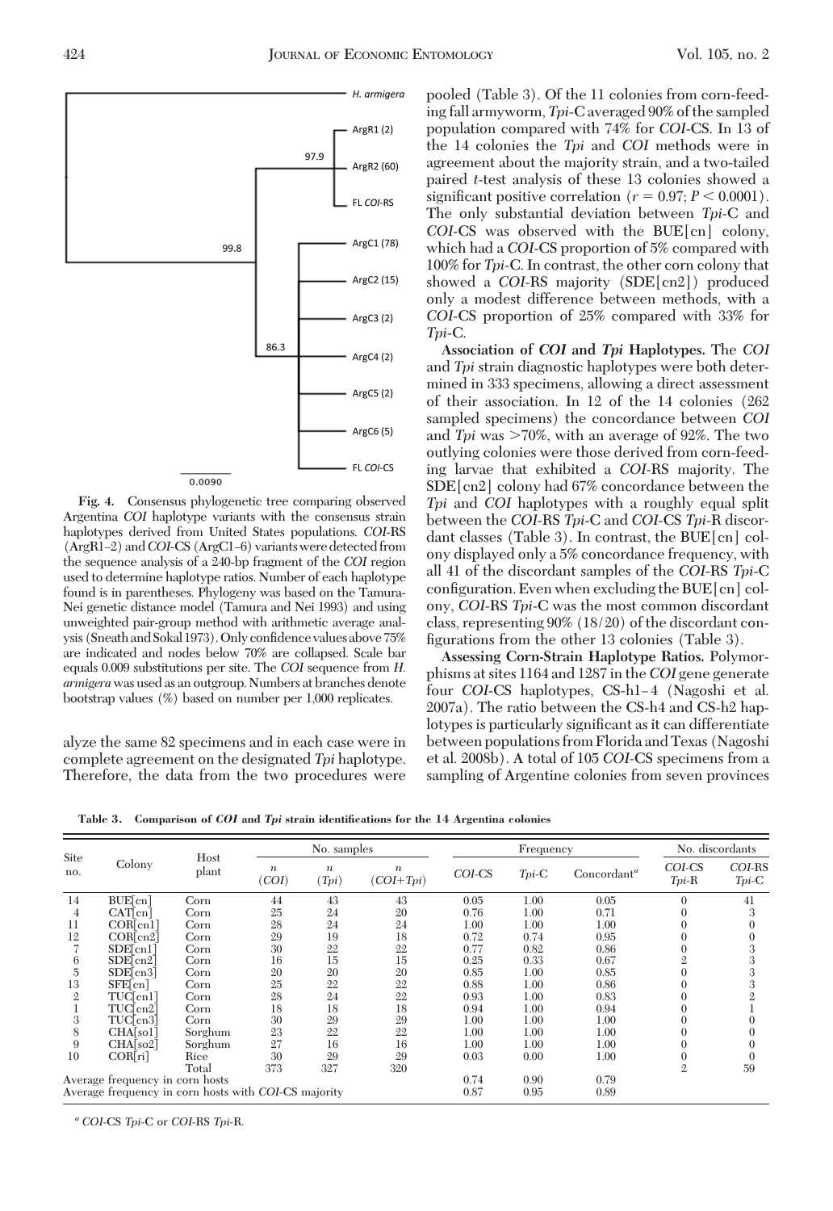Fig. 4. Consensus phylogenetic tree comparing observed Argentina *COI* haplotype variants with the consensus strain haplotypes derived from United States populations. *COI*-RS (ArgR1–2) and *COI*-CS (ArgC1–6) variants were detected from the sequence analysis of a 240-bp fragment of the *COI* region used to determine haplotype ratios. Number of each haplotype found is in parentheses. Phylogeny was based on the Tamura-Nei genetic distance model (Tamura and Nei 1993) and using unweighted pair-group method with arithmetic average analysis (Sneath and Sokal 1973). Only confidence values above 75% are indicated and nodes below 70% are collapsed. Scale bar equals 0.009 substitutions per site. The *COI* sequence from *H. armigera* was used as an outgroup. Numbers at branches denote bootstrap values (%) based on number per 1,000 replicates.

alyze the same 82 specimens and in each case were in complete agreement on the designated *Tpi* haplotype. Therefore, the data from the two procedures were pooled (Table 3). Of the 11 colonies from corn-feeding fall armyworm, *Tpi*-C averaged 90% of the sampled population compared with 74% for *COI*-CS. In 13 of the 14 colonies the *Tpi* and *COI* methods were in agreement about the majority strain, and a two-tailed paired *t*-test analysis of these 13 colonies showed a significant positive correlation ($r = 0.97$; $P < 0.0001$). The only substantial deviation between *Tpi*-C and *COI*-CS was observed with the BUE[cn] colony, which had a *COI*-CS proportion of 5% compared with 100% for *Tpi*-C. In contrast, the other corn colony that showed a *COI*-RS majority (SDE[cn2]) produced only a modest difference between methods, with a *COI*-CS proportion of 25% compared with 33% for *Tpi*-C.

**Association of *COI* and *Tpi* Haplotypes.** The *COI* and *Tpi* strain diagnostic haplotypes were both determined in 333 specimens, allowing a direct assessment of their association. In 12 of the 14 colonies (262 sampled specimens) the concordance between *COI* and *Tpi* was >70%, with an average of 92%. The two outlying colonies were those derived from corn-feeding larvae that exhibited a *COI*-RS majority. The SDE[cn2] colony had 67% concordance between the *Tpi* and *COI* haplotypes with a roughly equal split between the *COI*-RS *Tpi*-C and *COI*-CS *Tpi*-R discordant classes (Table 3). In contrast, the BUE[cn] colony displayed only a 5% concordance frequency, with all 41 of the discordant samples of the *COI*-RS *Tpi*-C configuration. Even when excluding the BUE[cn] colony, *COI*-RS *Tpi*-C was the most common discordant class, representing 90% (18/20) of the discordant configurations from the other 13 colonies (Table 3).

**Assessing Corn-Strain Haplotype Ratios.** Polymorphisms at sites 1164 and 1287 in the *COI* gene generate four *COI*-CS haplotypes, CS-h1–4 (Nagoshi et al. 2007a). The ratio between the CS-h4 and CS-h2 haplotypes is particularly significant as it can differentiate between populations from Florida and Texas (Nagoshi et al. 2008b). A total of 105 *COI*-CS specimens from a sampling of Argentine colonies from seven provinces

**Table 3. Comparison of *COI* and *Tpi* strain identifications for the 14 Argentina colonies**

| Site no. | Colony | Host plant | No. samples | | | Frequency | | | No. discordants | |
|---|---|---|---|---|---|---|---|---|---|---|
| | | | *n* (*COI*) | *n* (*Tpi*) | *n* (*COI*+*Tpi*) | *COI*-CS | *Tpi*-C | Concordant[a] | *COI*-CS *Tpi*-R | *COI*-RS *Tpi*-C |
| 14 | BUE[cn] | Corn | 44 | 43 | 43 | 0.05 | 1.00 | 0.05 | 0 | 41 |
| 4 | CAT[cn] | Corn | 25 | 24 | 20 | 0.76 | 1.00 | 0.71 | 0 | 3 |
| 11 | COR[cn1] | Corn | 28 | 24 | 24 | 1.00 | 1.00 | 1.00 | 0 | 0 |
| 12 | COR[cn2] | Corn | 29 | 19 | 18 | 0.72 | 0.74 | 0.95 | 0 | 0 |
| 7 | SDE[cn1] | Corn | 30 | 22 | 22 | 0.77 | 0.82 | 0.86 | 0 | 3 |
| 6 | SDE[cn2] | Corn | 16 | 15 | 15 | 0.25 | 0.33 | 0.67 | 2 | 3 |
| 5 | SDE[cn3] | Corn | 20 | 20 | 20 | 0.85 | 1.00 | 0.85 | 0 | 3 |
| 13 | SFE[cn] | Corn | 25 | 22 | 22 | 0.88 | 1.00 | 0.86 | 0 | 3 |
| 2 | TUC[cn1] | Corn | 28 | 24 | 22 | 0.93 | 1.00 | 0.83 | 0 | 2 |
| 1 | TUC[cn2] | Corn | 18 | 18 | 18 | 0.94 | 1.00 | 0.94 | 0 | 1 |
| 3 | TUC[cn3] | Corn | 30 | 29 | 29 | 1.00 | 1.00 | 1.00 | 0 | 0 |
| 8 | CHA[so1] | Sorghum | 23 | 22 | 22 | 1.00 | 1.00 | 1.00 | 0 | 0 |
| 9 | CHA[so2] | Sorghum | 27 | 16 | 16 | 1.00 | 1.00 | 1.00 | 0 | 0 |
| 10 | COR[ri] | Rice | 30 | 29 | 29 | 0.03 | 0.00 | 1.00 | 0 | 0 |
| | | Total | 373 | 327 | 320 | | | | 2 | 59 |
| Average frequency in corn hosts | | | | | | 0.74 | 0.90 | 0.79 | | |
| Average frequency in corn hosts with *COI*-CS majority | | | | | | 0.87 | 0.95 | 0.89 | | |

[a] *COI*-CS *Tpi*-C or *COI*-RS *Tpi*-R.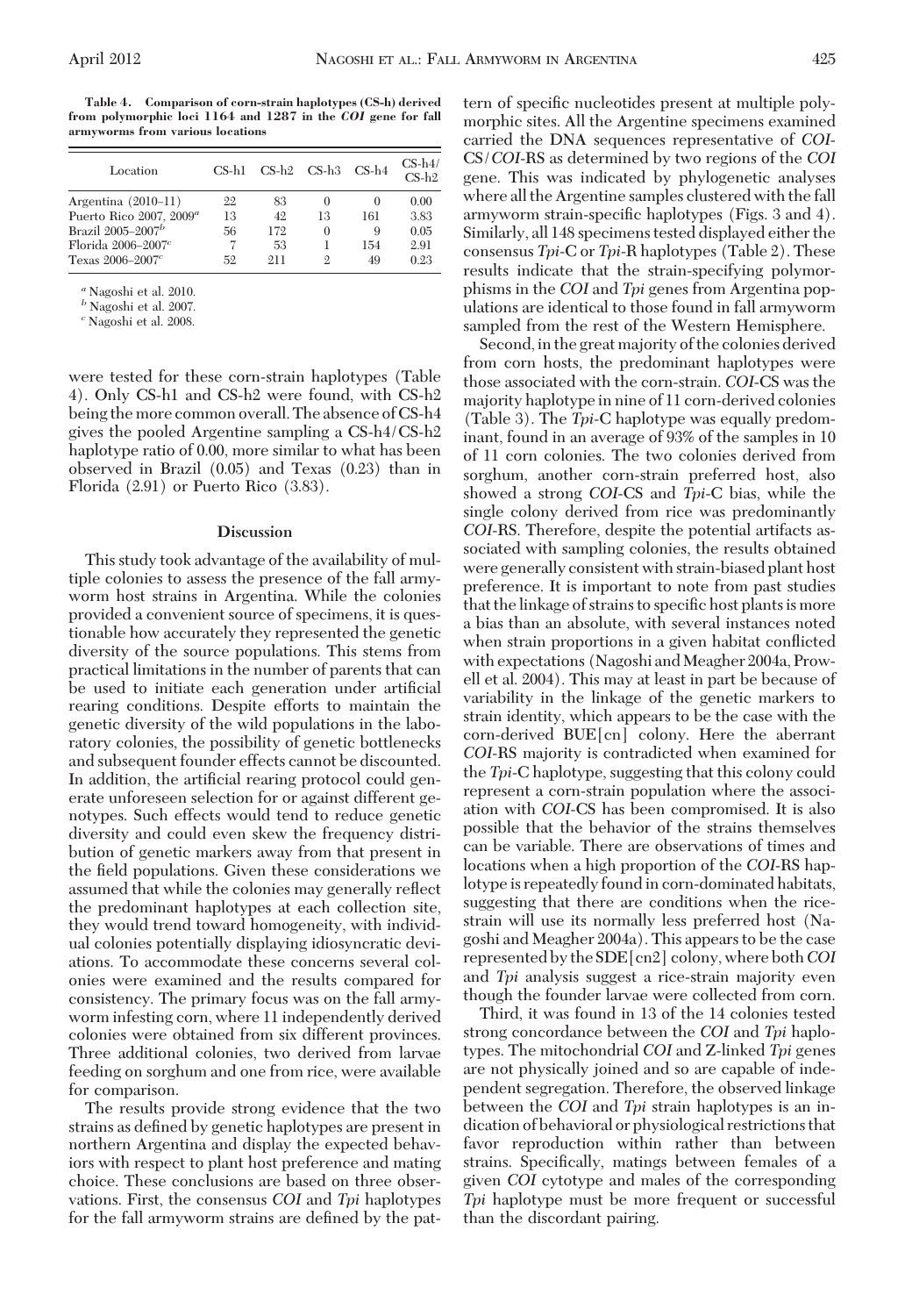**Table 4. Comparison of corn-strain haplotypes (CS-h) derived from polymorphic loci 1164 and 1287 in the *COI* gene for fall armyworms from various locations**

| Location | CS-h1 | CS-h2 | CS-h3 | CS-h4 | CS-h4/CS-h2 |
|---|---|---|---|---|---|
| Argentina (2010–11) | 22 | 83 | 0 | 0 | 0.00 |
| Puerto Rico 2007, 2009[a] | 13 | 42 | 13 | 161 | 3.83 |
| Brazil 2005–2007[b] | 56 | 172 | 0 | 9 | 0.05 |
| Florida 2006–2007[c] | 7 | 53 | 1 | 154 | 2.91 |
| Texas 2006–2007[c] | 52 | 211 | 2 | 49 | 0.23 |

[a] Nagoshi et al. 2010.
[b] Nagoshi et al. 2007.
[c] Nagoshi et al. 2008.

were tested for these corn-strain haplotypes (Table 4). Only CS-h1 and CS-h2 were found, with CS-h2 being the more common overall. The absence of CS-h4 gives the pooled Argentine sampling a CS-h4/CS-h2 haplotype ratio of 0.00, more similar to what has been observed in Brazil (0.05) and Texas (0.23) than in Florida (2.91) or Puerto Rico (3.83).

## Discussion

This study took advantage of the availability of multiple colonies to assess the presence of the fall armyworm host strains in Argentina. While the colonies provided a convenient source of specimens, it is questionable how accurately they represented the genetic diversity of the source populations. This stems from practical limitations in the number of parents that can be used to initiate each generation under artificial rearing conditions. Despite efforts to maintain the genetic diversity of the wild populations in the laboratory colonies, the possibility of genetic bottlenecks and subsequent founder effects cannot be discounted. In addition, the artificial rearing protocol could generate unforeseen selection for or against different genotypes. Such effects would tend to reduce genetic diversity and could even skew the frequency distribution of genetic markers away from that present in the field populations. Given these considerations we assumed that while the colonies may generally reflect the predominant haplotypes at each collection site, they would trend toward homogeneity, with individual colonies potentially displaying idiosyncratic deviations. To accommodate these concerns several colonies were examined and the results compared for consistency. The primary focus was on the fall armyworm infesting corn, where 11 independently derived colonies were obtained from six different provinces. Three additional colonies, two derived from larvae feeding on sorghum and one from rice, were available for comparison.

The results provide strong evidence that the two strains as defined by genetic haplotypes are present in northern Argentina and display the expected behaviors with respect to plant host preference and mating choice. These conclusions are based on three observations. First, the consensus *COI* and *Tpi* haplotypes for the fall armyworm strains are defined by the pattern of specific nucleotides present at multiple polymorphic sites. All the Argentine specimens examined carried the DNA sequences representative of *COI*-CS/*COI*-RS as determined by two regions of the *COI* gene. This was indicated by phylogenetic analyses where all the Argentine samples clustered with the fall armyworm strain-specific haplotypes (Figs. 3 and 4). Similarly, all 148 specimens tested displayed either the consensus *Tpi*-C or *Tpi*-R haplotypes (Table 2). These results indicate that the strain-specifying polymorphisms in the *COI* and *Tpi* genes from Argentina populations are identical to those found in fall armyworm sampled from the rest of the Western Hemisphere.

Second, in the great majority of the colonies derived from corn hosts, the predominant haplotypes were those associated with the corn-strain. *COI*-CS was the majority haplotype in nine of 11 corn-derived colonies (Table 3). The *Tpi*-C haplotype was equally predominant, found in an average of 93% of the samples in 10 of 11 corn colonies. The two colonies derived from sorghum, another corn-strain preferred host, also showed a strong *COI*-CS and *Tpi*-C bias, while the single colony derived from rice was predominantly *COI*-RS. Therefore, despite the potential artifacts associated with sampling colonies, the results obtained were generally consistent with strain-biased plant host preference. It is important to note from past studies that the linkage of strains to specific host plants is more a bias than an absolute, with several instances noted when strain proportions in a given habitat conflicted with expectations (Nagoshi and Meagher 2004a, Prowell et al. 2004). This may at least in part be because of variability in the linkage of the genetic markers to strain identity, which appears to be the case with the corn-derived BUE[cn] colony. Here the aberrant *COI*-RS majority is contradicted when examined for the *Tpi*-C haplotype, suggesting that this colony could represent a corn-strain population where the association with *COI*-CS has been compromised. It is also possible that the behavior of the strains themselves can be variable. There are observations of times and locations when a high proportion of the *COI*-RS haplotype is repeatedly found in corn-dominated habitats, suggesting that there are conditions when the rice-strain will use its normally less preferred host (Nagoshi and Meagher 2004a). This appears to be the case represented by the SDE[cn2] colony, where both *COI* and *Tpi* analysis suggest a rice-strain majority even though the founder larvae were collected from corn.

Third, it was found in 13 of the 14 colonies tested strong concordance between the *COI* and *Tpi* haplotypes. The mitochondrial *COI* and Z-linked *Tpi* genes are not physically joined and so are capable of independent segregation. Therefore, the observed linkage between the *COI* and *Tpi* strain haplotypes is an indication of behavioral or physiological restrictions that favor reproduction within rather than between strains. Specifically, matings between females of a given *COI* cytotype and males of the corresponding *Tpi* haplotype must be more frequent or successful than the discordant pairing.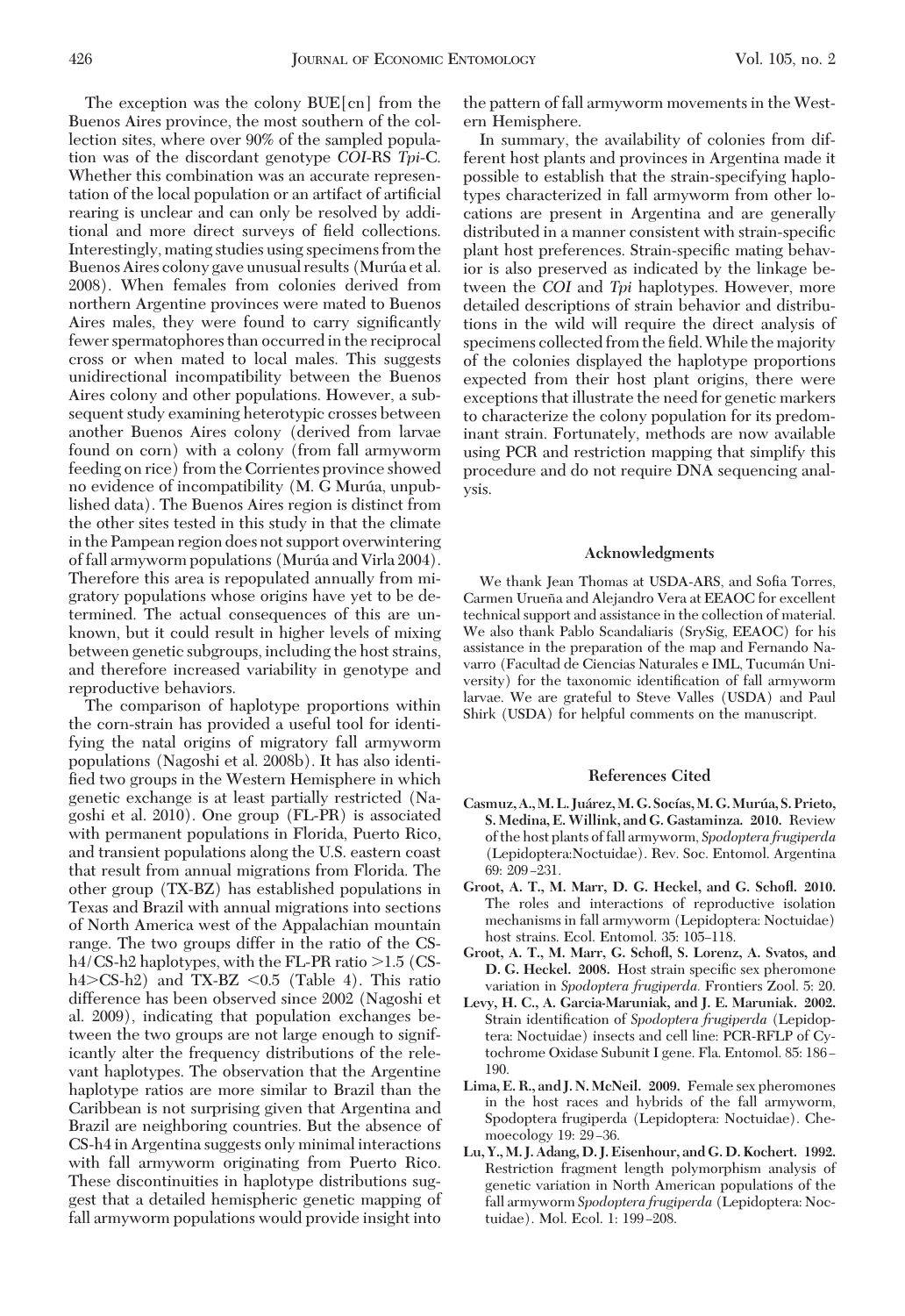The exception was the colony BUE[cn] from the Buenos Aires province, the most southern of the collection sites, where over 90% of the sampled population was of the discordant genotype *COI*-RS *Tpi*-C. Whether this combination was an accurate representation of the local population or an artifact of artificial rearing is unclear and can only be resolved by additional and more direct surveys of field collections. Interestingly, mating studies using specimens from the Buenos Aires colony gave unusual results (Murúa et al. 2008). When females from colonies derived from northern Argentine provinces were mated to Buenos Aires males, they were found to carry significantly fewer spermatophores than occurred in the reciprocal cross or when mated to local males. This suggests unidirectional incompatibility between the Buenos Aires colony and other populations. However, a subsequent study examining heterotypic crosses between another Buenos Aires colony (derived from larvae found on corn) with a colony (from fall armyworm feeding on rice) from the Corrientes province showed no evidence of incompatibility (M. G Murúa, unpublished data). The Buenos Aires region is distinct from the other sites tested in this study in that the climate in the Pampean region does not support overwintering of fall armyworm populations (Murúa and Virla 2004). Therefore this area is repopulated annually from migratory populations whose origins have yet to be determined. The actual consequences of this are unknown, but it could result in higher levels of mixing between genetic subgroups, including the host strains, and therefore increased variability in genotype and reproductive behaviors.

The comparison of haplotype proportions within the corn-strain has provided a useful tool for identifying the natal origins of migratory fall armyworm populations (Nagoshi et al. 2008b). It has also identified two groups in the Western Hemisphere in which genetic exchange is at least partially restricted (Nagoshi et al. 2010). One group (FL-PR) is associated with permanent populations in Florida, Puerto Rico, and transient populations along the U.S. eastern coast that result from annual migrations from Florida. The other group (TX-BZ) has established populations in Texas and Brazil with annual migrations into sections of North America west of the Appalachian mountain range. The two groups differ in the ratio of the CS-h4/CS-h2 haplotypes, with the FL-PR ratio >1.5 (CS-h4>CS-h2) and TX-BZ <0.5 (Table 4). This ratio difference has been observed since 2002 (Nagoshi et al. 2009), indicating that population exchanges between the two groups are not large enough to significantly alter the frequency distributions of the relevant haplotypes. The observation that the Argentine haplotype ratios are more similar to Brazil than the Caribbean is not surprising given that Argentina and Brazil are neighboring countries. But the absence of CS-h4 in Argentina suggests only minimal interactions with fall armyworm originating from Puerto Rico. These discontinuities in haplotype distributions suggest that a detailed hemispheric genetic mapping of fall armyworm populations would provide insight into the pattern of fall armyworm movements in the Western Hemisphere.

In summary, the availability of colonies from different host plants and provinces in Argentina made it possible to establish that the strain-specifying haplotypes characterized in fall armyworm from other locations are present in Argentina and are generally distributed in a manner consistent with strain-specific plant host preferences. Strain-specific mating behavior is also preserved as indicated by the linkage between the *COI* and *Tpi* haplotypes. However, more detailed descriptions of strain behavior and distributions in the wild will require the direct analysis of specimens collected from the field. While the majority of the colonies displayed the haplotype proportions expected from their host plant origins, there were exceptions that illustrate the need for genetic markers to characterize the colony population for its predominant strain. Fortunately, methods are now available using PCR and restriction mapping that simplify this procedure and do not require DNA sequencing analysis.

## Acknowledgments

We thank Jean Thomas at USDA-ARS, and Sofia Torres, Carmen Urueña and Alejandro Vera at EEAOC for excellent technical support and assistance in the collection of material. We also thank Pablo Scandaliaris (SrySig, EEAOC) for his assistance in the preparation of the map and Fernando Navarro (Facultad de Ciencias Naturales e IML, Tucumán University) for the taxonomic identification of fall armyworm larvae. We are grateful to Steve Valles (USDA) and Paul Shirk (USDA) for helpful comments on the manuscript.

## References Cited

**Casmuz, A., M. L. Juárez, M. G. Socías, M. G. Murúa, S. Prieto, S. Medina, E. Willink, and G. Gastaminza. 2010.** Review of the host plants of fall armyworm, *Spodoptera frugiperda* (Lepidoptera:Noctuidae). Rev. Soc. Entomol. Argentina 69: 209–231.

**Groot, A. T., M. Marr, D. G. Heckel, and G. Schofl. 2010.** The roles and interactions of reproductive isolation mechanisms in fall armyworm (Lepidoptera: Noctuidae) host strains. Ecol. Entomol. 35: 105–118.

**Groot, A. T., M. Marr, G. Schofl, S. Lorenz, A. Svatos, and D. G. Heckel. 2008.** Host strain specific sex pheromone variation in *Spodoptera frugiperda.* Frontiers Zool. 5: 20.

**Levy, H. C., A. Garcia-Maruniak, and J. E. Maruniak. 2002.** Strain identification of *Spodoptera frugiperda* (Lepidoptera: Noctuidae) insects and cell line: PCR-RFLP of Cytochrome Oxidase Subunit I gene. Fla. Entomol. 85: 186–190.

**Lima, E. R., and J. N. McNeil. 2009.** Female sex pheromones in the host races and hybrids of the fall armyworm, Spodoptera frugiperda (Lepidoptera: Noctuidae). Chemoecology 19: 29–36.

**Lu, Y., M. J. Adang, D. J. Eisenhour, and G. D. Kochert. 1992.** Restriction fragment length polymorphism analysis of genetic variation in North American populations of the fall armyworm *Spodoptera frugiperda* (Lepidoptera: Noctuidae). Mol. Ecol. 1: 199–208.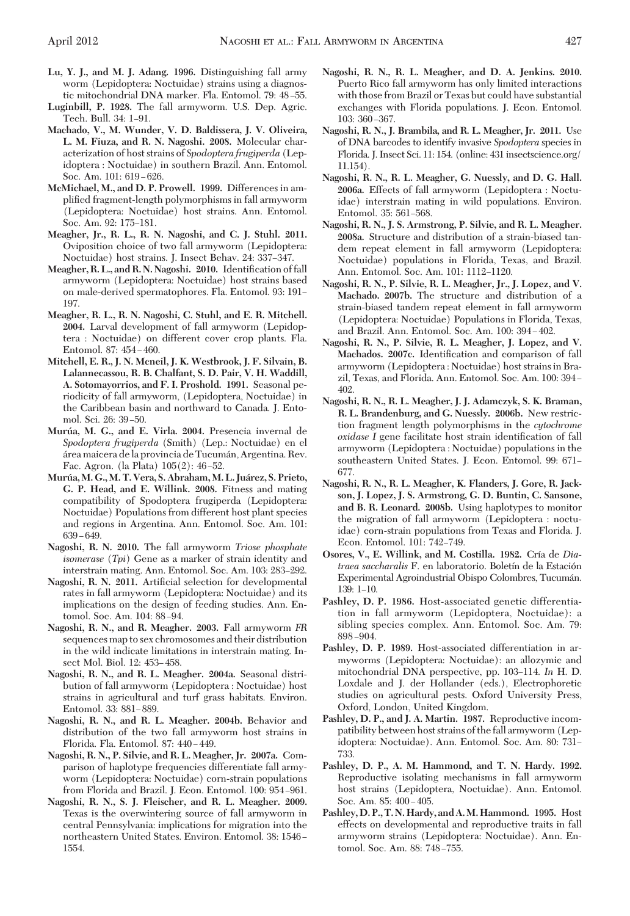**Lu, Y. J., and M. J. Adang. 1996.** Distinguishing fall army worm (Lepidoptera: Noctuidae) strains using a diagnostic mitochondrial DNA marker. Fla. Entomol. 79: 48–55.

**Luginbill, P. 1928.** The fall armyworm. U.S. Dep. Agric. Tech. Bull. 34: 1–91.

**Machado, V., M. Wunder, V. D. Baldissera, J. V. Oliveira, L. M. Fiuza, and R. N. Nagoshi. 2008.** Molecular characterization of host strains of *Spodoptera frugiperda* (Lepidoptera : Noctuidae) in southern Brazil. Ann. Entomol. Soc. Am. 101: 619–626.

**McMichael, M., and D. P. Prowell. 1999.** Differences in amplified fragment-length polymorphisms in fall armyworm (Lepidoptera: Noctuidae) host strains. Ann. Entomol. Soc. Am. 92: 175–181.

**Meagher, Jr., R. L., R. N. Nagoshi, and C. J. Stuhl. 2011.** Oviposition choice of two fall armyworm (Lepidoptera: Noctuidae) host strains. J. Insect Behav. 24: 337–347.

**Meagher, R. L., and R. N. Nagoshi. 2010.** Identification of fall armyworm (Lepidoptera: Noctuidae) host strains based on male-derived spermatophores. Fla. Entomol. 93: 191–197.

**Meagher, R. L., R. N. Nagoshi, C. Stuhl, and E. R. Mitchell. 2004.** Larval development of fall armyworm (Lepidoptera : Noctuidae) on different cover crop plants. Fla. Entomol. 87: 454–460.

**Mitchell, E. R., J. N. Mcneil, J. K. Westbrook, J. F. Silvain, B. Lalannecassou, R. B. Chalfant, S. D. Pair, V. H. Waddill, A. Sotomayorrios, and F. I. Proshold. 1991.** Seasonal periodicity of fall armyworm, (Lepidoptera, Noctuidae) in the Caribbean basin and northward to Canada. J. Entomol. Sci. 26: 39–50.

**Murúa, M. G., and E. Virla. 2004.** Presencia invernal de *Spodoptera frugiperda* (Smith) (Lep.: Noctuidae) en el área maicera de la provincia de Tucumán, Argentina. Rev. Fac. Agron. (la Plata) 105(2): 46–52.

**Murúa, M. G., M. T. Vera, S. Abraham, M. L. Juárez, S. Prieto, G. P. Head, and E. Willink. 2008.** Fitness and mating compatibility of Spodoptera frugiperda (Lepidoptera: Noctuidae) Populations from different host plant species and regions in Argentina. Ann. Entomol. Soc. Am. 101: 639–649.

**Nagoshi, R. N. 2010.** The fall armyworm *Triose phosphate isomerase* (*Tpi*) Gene as a marker of strain identity and interstrain mating. Ann. Entomol. Soc. Am. 103: 283–292.

**Nagoshi, R. N. 2011.** Artificial selection for developmental rates in fall armyworm (Lepidoptera: Noctuidae) and its implications on the design of feeding studies. Ann. Entomol. Soc. Am. 104: 88–94.

**Nagoshi, R. N., and R. Meagher. 2003.** Fall armyworm *FR* sequences map to sex chromosomes and their distribution in the wild indicate limitations in interstrain mating. Insect Mol. Biol. 12: 453–458.

**Nagoshi, R. N., and R. L. Meagher. 2004a.** Seasonal distribution of fall armyworm (Lepidoptera : Noctuidae) host strains in agricultural and turf grass habitats. Environ. Entomol. 33: 881–889.

**Nagoshi, R. N., and R. L. Meagher. 2004b.** Behavior and distribution of the two fall armyworm host strains in Florida. Fla. Entomol. 87: 440–449.

**Nagoshi, R. N., P. Silvie, and R. L. Meagher, Jr. 2007a.** Comparison of haplotype frequencies differentiate fall armyworm (Lepidoptera: Noctuidae) corn-strain populations from Florida and Brazil. J. Econ. Entomol. 100: 954–961.

**Nagoshi, R. N., S. J. Fleischer, and R. L. Meagher. 2009.** Texas is the overwintering source of fall armyworm in central Pennsylvania: implications for migration into the northeastern United States. Environ. Entomol. 38: 1546–1554.

**Nagoshi, R. N., R. L. Meagher, and D. A. Jenkins. 2010.** Puerto Rico fall armyworm has only limited interactions with those from Brazil or Texas but could have substantial exchanges with Florida populations. J. Econ. Entomol. 103: 360–367.

**Nagoshi, R. N., J. Brambila, and R. L. Meagher, Jr. 2011.** Use of DNA barcodes to identify invasive *Spodoptera* species in Florida. J. Insect Sci. 11: 154. (online: 431 insectscience.org/11.154).

**Nagoshi, R. N., R. L. Meagher, G. Nuessly, and D. G. Hall. 2006a.** Effects of fall armyworm (Lepidoptera : Noctuidae) interstrain mating in wild populations. Environ. Entomol. 35: 561–568.

**Nagoshi, R. N., J. S. Armstrong, P. Silvie, and R. L. Meagher. 2008a.** Structure and distribution of a strain-biased tandem repeat element in fall armyworm (Lepidoptera: Noctuidae) populations in Florida, Texas, and Brazil. Ann. Entomol. Soc. Am. 101: 1112–1120.

**Nagoshi, R. N., P. Silvie, R. L. Meagher, Jr., J. Lopez, and V. Machado. 2007b.** The structure and distribution of a strain-biased tandem repeat element in fall armyworm (Lepidoptera: Noctuidae) Populations in Florida, Texas, and Brazil. Ann. Entomol. Soc. Am. 100: 394–402.

**Nagoshi, R. N., P. Silvie, R. L. Meagher, J. Lopez, and V. Machados. 2007c.** Identification and comparison of fall armyworm (Lepidoptera : Noctuidae) host strains in Brazil, Texas, and Florida. Ann. Entomol. Soc. Am. 100: 394–402.

**Nagoshi, R. N., R. L. Meagher, J. J. Adamczyk, S. K. Braman, R. L. Brandenburg, and G. Nuessly. 2006b.** New restriction fragment length polymorphisms in the *cytochrome oxidase I* gene facilitate host strain identification of fall armyworm (Lepidoptera : Noctuidae) populations in the southeastern United States. J. Econ. Entomol. 99: 671–677.

**Nagoshi, R. N., R. L. Meagher, K. Flanders, J. Gore, R. Jackson, J. Lopez, J. S. Armstrong, G. D. Buntin, C. Sansone, and B. R. Leonard. 2008b.** Using haplotypes to monitor the migration of fall armyworm (Lepidoptera : noctuidae) corn-strain populations from Texas and Florida. J. Econ. Entomol. 101: 742–749.

**Osores, V., E. Willink, and M. Costilla. 1982.** Cría de *Diatraea saccharalis* F. en laboratorio. Boletín de la Estación Experimental Agroindustrial Obispo Colombres, Tucumán. 139: 1–10.

**Pashley, D. P. 1986.** Host-associated genetic differentiation in fall armyworm (Lepidoptera, Noctuidae): a sibling species complex. Ann. Entomol. Soc. Am. 79: 898–904.

**Pashley, D. P. 1989.** Host-associated differentiation in armyworms (Lepidoptera: Noctuidae): an allozymic and mitochondrial DNA perspective, pp. 103–114. *In* H. D. Loxdale and J. der Hollander (eds.), Electrophoretic studies on agricultural pests. Oxford University Press, Oxford, London, United Kingdom.

**Pashley, D. P., and J. A. Martin. 1987.** Reproductive incompatibility between host strains of the fall armyworm (Lepidoptera: Noctuidae). Ann. Entomol. Soc. Am. 80: 731–733.

**Pashley, D. P., A. M. Hammond, and T. N. Hardy. 1992.** Reproductive isolating mechanisms in fall armyworm host strains (Lepidoptera, Noctuidae). Ann. Entomol. Soc. Am. 85: 400–405.

**Pashley, D. P., T. N. Hardy, and A. M. Hammond. 1995.** Host effects on developmental and reproductive traits in fall armyworm strains (Lepidoptera: Noctuidae). Ann. Entomol. Soc. Am. 88: 748–755.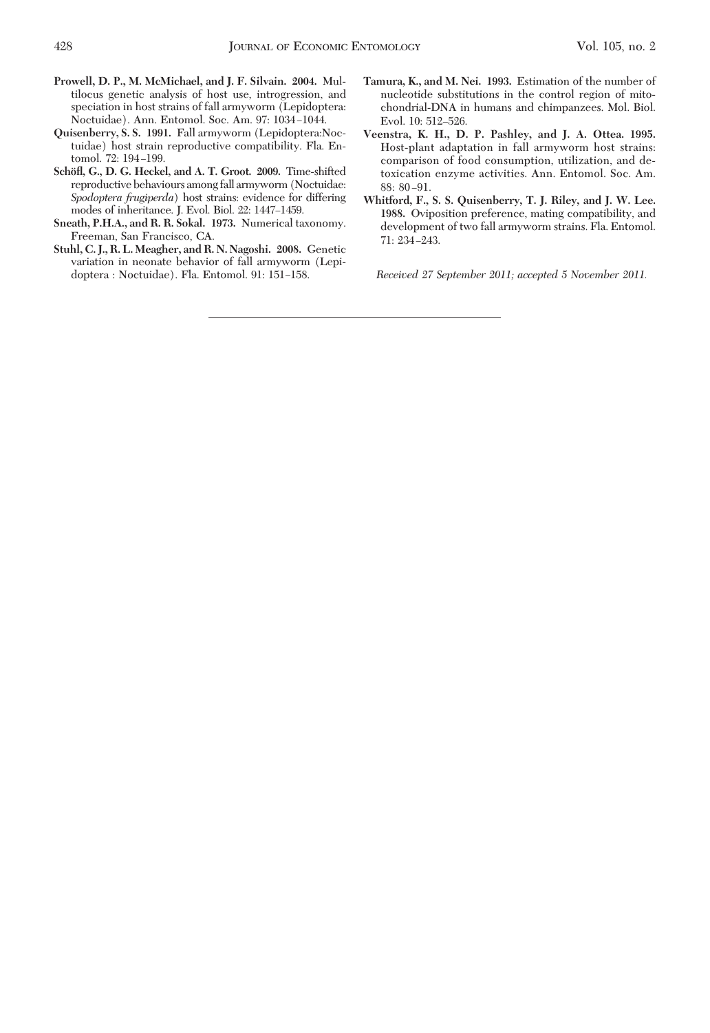**Prowell, D. P., M. McMichael, and J. F. Silvain. 2004.** Multilocus genetic analysis of host use, introgression, and speciation in host strains of fall armyworm (Lepidoptera: Noctuidae). Ann. Entomol. Soc. Am. 97: 1034–1044.

**Quisenberry, S. S. 1991.** Fall armyworm (Lepidoptera:Noctuidae) host strain reproductive compatibility. Fla. Entomol. 72: 194–199.

**Schöfl, G., D. G. Heckel, and A. T. Groot. 2009.** Time-shifted reproductive behaviours among fall armyworm (Noctuidae: *Spodoptera frugiperda*) host strains: evidence for differing modes of inheritance. J. Evol. Biol. 22: 1447–1459.

**Sneath, P.H.A., and R. R. Sokal. 1973.** Numerical taxonomy. Freeman, San Francisco, CA.

**Stuhl, C. J., R. L. Meagher, and R. N. Nagoshi. 2008.** Genetic variation in neonate behavior of fall armyworm (Lepidoptera : Noctuidae). Fla. Entomol. 91: 151–158.

**Tamura, K., and M. Nei. 1993.** Estimation of the number of nucleotide substitutions in the control region of mitochondrial-DNA in humans and chimpanzees. Mol. Biol. Evol. 10: 512–526.

**Veenstra, K. H., D. P. Pashley, and J. A. Ottea. 1995.** Host-plant adaptation in fall armyworm host strains: comparison of food consumption, utilization, and detoxication enzyme activities. Ann. Entomol. Soc. Am. 88: 80–91.

**Whitford, F., S. S. Quisenberry, T. J. Riley, and J. W. Lee. 1988.** Oviposition preference, mating compatibility, and development of two fall armyworm strains. Fla. Entomol. 71: 234–243.

*Received 27 September 2011; accepted 5 November 2011.*